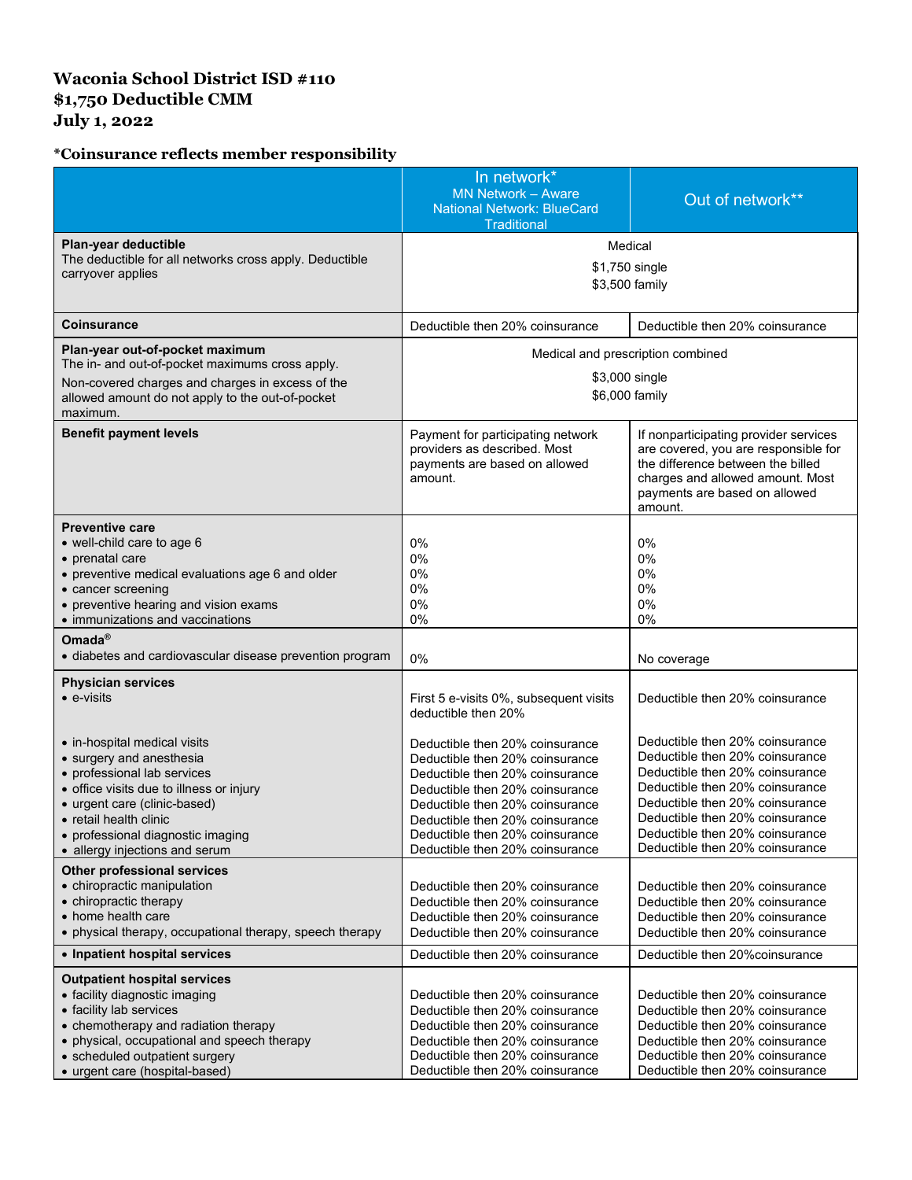# Waconia School District ISD #110
# $1,750 Deductible CMM
# July 1, 2022

### *Coinsurance reflects member responsibility

| | In network* MN Network – Aware National Network: BlueCard Traditional | Out of network** |
|---|---|---|
| **Plan-year deductible** The deductible for all networks cross apply. Deductible carryover applies | Medical $1,750 single $3,500 family | |
| **Coinsurance** | Deductible then 20% coinsurance | Deductible then 20% coinsurance |
| **Plan-year out-of-pocket maximum** The in- and out-of-pocket maximums cross apply. Non-covered charges and charges in excess of the allowed amount do not apply to the out-of-pocket maximum. | Medical and prescription combined $3,000 single $6,000 family | |
| **Benefit payment levels** | Payment for participating network providers as described. Most payments are based on allowed amount. | If nonparticipating provider services are covered, you are responsible for the difference between the billed charges and allowed amount. Most payments are based on allowed amount. |
| **Preventive care** | | |
| • well-child care to age 6 | 0% | 0% |
| • prenatal care | 0% | 0% |
| • preventive medical evaluations age 6 and older | 0% | 0% |
| • cancer screening | 0% | 0% |
| • preventive hearing and vision exams | 0% | 0% |
| • immunizations and vaccinations | 0% | 0% |
| **Omada®** | | |
| • diabetes and cardiovascular disease prevention program | 0% | No coverage |
| **Physician services** | | |
| • e-visits | First 5 e-visits 0%, subsequent visits deductible then 20% | Deductible then 20% coinsurance |
| • in-hospital medical visits | Deductible then 20% coinsurance | Deductible then 20% coinsurance |
| • surgery and anesthesia | Deductible then 20% coinsurance | Deductible then 20% coinsurance |
| • professional lab services | Deductible then 20% coinsurance | Deductible then 20% coinsurance |
| • office visits due to illness or injury | Deductible then 20% coinsurance | Deductible then 20% coinsurance |
| • urgent care (clinic-based) | Deductible then 20% coinsurance | Deductible then 20% coinsurance |
| • retail health clinic | Deductible then 20% coinsurance | Deductible then 20% coinsurance |
| • professional diagnostic imaging | Deductible then 20% coinsurance | Deductible then 20% coinsurance |
| • allergy injections and serum | Deductible then 20% coinsurance | Deductible then 20% coinsurance |
| **Other professional services** | | |
| • chiropractic manipulation | Deductible then 20% coinsurance | Deductible then 20% coinsurance |
| • chiropractic therapy | Deductible then 20% coinsurance | Deductible then 20% coinsurance |
| • home health care | Deductible then 20% coinsurance | Deductible then 20% coinsurance |
| • physical therapy, occupational therapy, speech therapy | Deductible then 20% coinsurance | Deductible then 20% coinsurance |
| • **Inpatient hospital services** | Deductible then 20% coinsurance | Deductible then 20%coinsurance |
| **Outpatient hospital services** | | |
| • facility diagnostic imaging | Deductible then 20% coinsurance | Deductible then 20% coinsurance |
| • facility lab services | Deductible then 20% coinsurance | Deductible then 20% coinsurance |
| • chemotherapy and radiation therapy | Deductible then 20% coinsurance | Deductible then 20% coinsurance |
| • physical, occupational and speech therapy | Deductible then 20% coinsurance | Deductible then 20% coinsurance |
| • scheduled outpatient surgery | Deductible then 20% coinsurance | Deductible then 20% coinsurance |
| • urgent care (hospital-based) | Deductible then 20% coinsurance | Deductible then 20% coinsurance |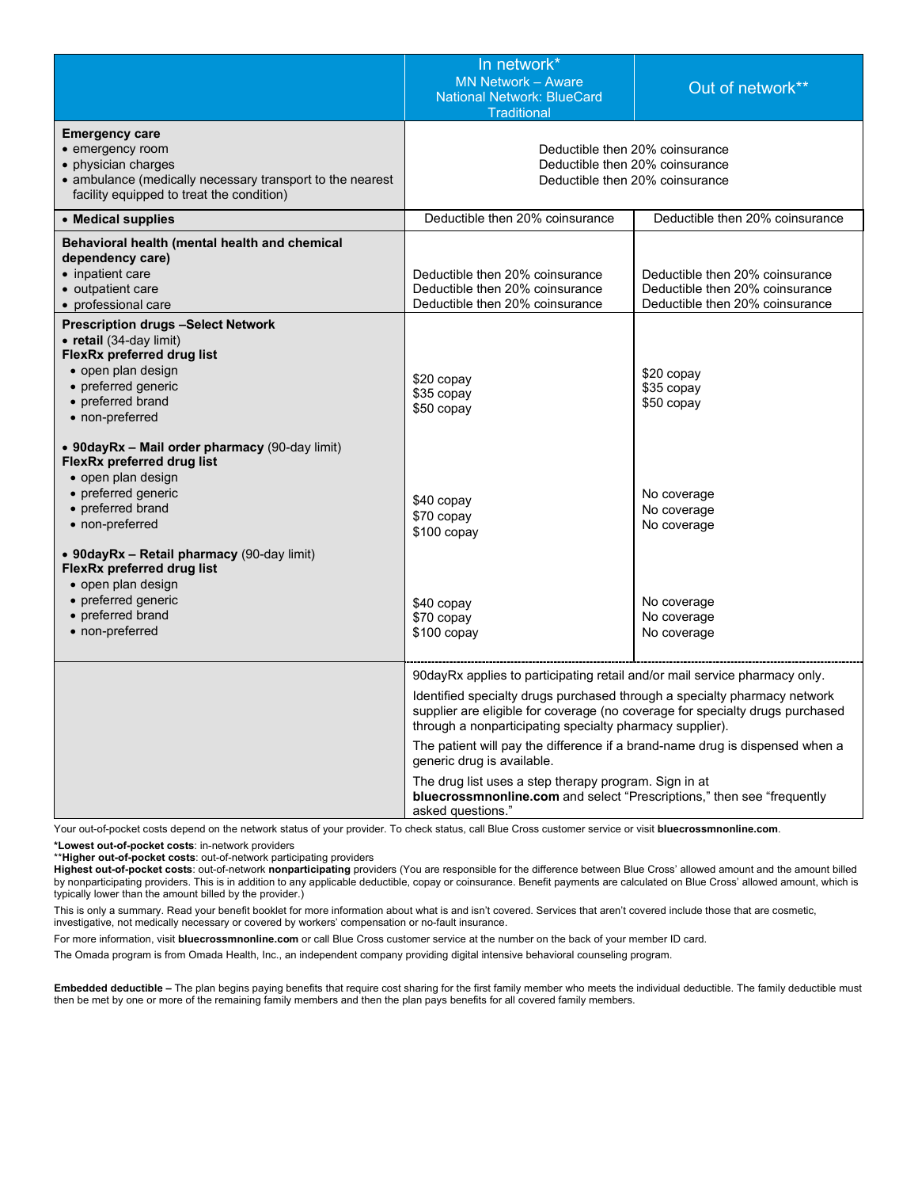| | In network* MN Network – Aware National Network: BlueCard Traditional | Out of network** |
|---|---|---|
| **Emergency care** • emergency room • physician charges • ambulance (medically necessary transport to the nearest facility equipped to treat the condition) | Deductible then 20% coinsurance Deductible then 20% coinsurance Deductible then 20% coinsurance | |
| • **Medical supplies** | Deductible then 20% coinsurance | Deductible then 20% coinsurance |
| **Behavioral health (mental health and chemical dependency care)** • inpatient care • outpatient care • professional care | Deductible then 20% coinsurance Deductible then 20% coinsurance Deductible then 20% coinsurance | Deductible then 20% coinsurance Deductible then 20% coinsurance Deductible then 20% coinsurance |
| **Prescription drugs –Select Network** • **retail** (34-day limit) **FlexRx preferred drug list** • open plan design • preferred generic • preferred brand • non-preferred | $20 copay $35 copay $50 copay | $20 copay $35 copay $50 copay |
| • **90dayRx – Mail order pharmacy** (90-day limit) **FlexRx preferred drug list** • open plan design • preferred generic • preferred brand • non-preferred | $40 copay $70 copay $100 copay | No coverage No coverage No coverage |
| • **90dayRx – Retail pharmacy** (90-day limit) **FlexRx preferred drug list** • open plan design • preferred generic • preferred brand • non-preferred | $40 copay $70 copay $100 copay | No coverage No coverage No coverage |
| | 90dayRx applies to participating retail and/or mail service pharmacy only. Identified specialty drugs purchased through a specialty pharmacy network supplier are eligible for coverage (no coverage for specialty drugs purchased through a nonparticipating specialty pharmacy supplier). The patient will pay the difference if a brand-name drug is dispensed when a generic drug is available. The drug list uses a step therapy program. Sign in at **bluecrossmnonline.com** and select "Prescriptions," then see "frequently asked questions." | |

Your out-of-pocket costs depend on the network status of your provider. To check status, call Blue Cross customer service or visit **bluecrossmnonline.com**.

***Lowest out-of-pocket costs**: in-network providers
****Higher out-of-pocket costs**: out-of-network participating providers
**Highest out-of-pocket costs**: out-of-network **nonparticipating** providers (You are responsible for the difference between Blue Cross' allowed amount and the amount billed by nonparticipating providers. This is in addition to any applicable deductible, copay or coinsurance. Benefit payments are calculated on Blue Cross' allowed amount, which is typically lower than the amount billed by the provider.)

This is only a summary. Read your benefit booklet for more information about what is and isn't covered. Services that aren't covered include those that are cosmetic, investigative, not medically necessary or covered by workers' compensation or no-fault insurance.

For more information, visit **bluecrossmnonline.com** or call Blue Cross customer service at the number on the back of your member ID card.

The Omada program is from Omada Health, Inc., an independent company providing digital intensive behavioral counseling program.

**Embedded deductible –** The plan begins paying benefits that require cost sharing for the first family member who meets the individual deductible. The family deductible must then be met by one or more of the remaining family members and then the plan pays benefits for all covered family members.